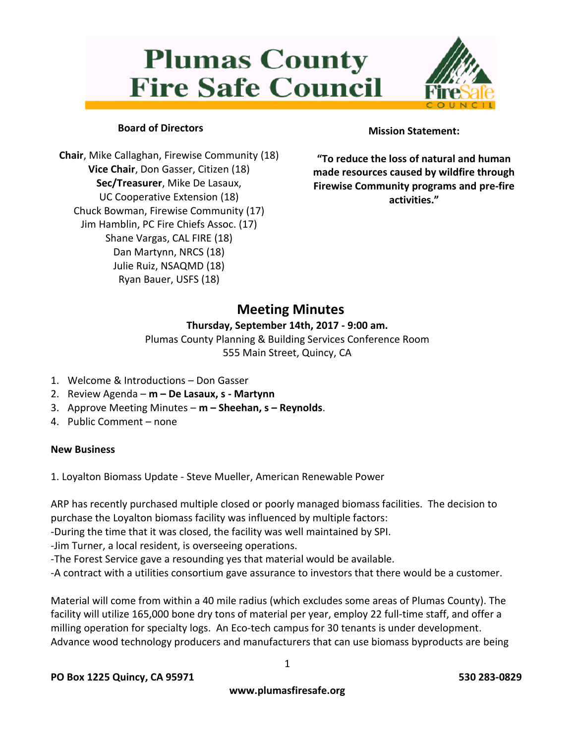# Plumas County Fire Safe Council

**Board of Directors**

**Chair**, Mike Callaghan, Firewise Community (18)
**Vice Chair**, Don Gasser, Citizen (18)
**Sec/Treasurer**, Mike De Lasaux,
UC Cooperative Extension (18)
Chuck Bowman, Firewise Community (17)
Jim Hamblin, PC Fire Chiefs Assoc. (17)
Shane Vargas, CAL FIRE (18)
Dan Martynn, NRCS (18)
Julie Ruiz, NSAQMD (18)
Ryan Bauer, USFS (18)

**Mission Statement:**

**"To reduce the loss of natural and human made resources caused by wildfire through Firewise Community programs and pre-fire activities."**

## Meeting Minutes

**Thursday, September 14th, 2017 - 9:00 am.**
Plumas County Planning & Building Services Conference Room
555 Main Street, Quincy, CA

1. Welcome & Introductions – Don Gasser
2. Review Agenda – **m – De Lasaux, s - Martynn**
3. Approve Meeting Minutes – **m – Sheehan, s – Reynolds**.
4. Public Comment – none

**New Business**

1. Loyalton Biomass Update - Steve Mueller, American Renewable Power

ARP has recently purchased multiple closed or poorly managed biomass facilities. The decision to purchase the Loyalton biomass facility was influenced by multiple factors:
-During the time that it was closed, the facility was well maintained by SPI.
-Jim Turner, a local resident, is overseeing operations.
-The Forest Service gave a resounding yes that material would be available.
-A contract with a utilities consortium gave assurance to investors that there would be a customer.

Material will come from within a 40 mile radius (which excludes some areas of Plumas County). The facility will utilize 165,000 bone dry tons of material per year, employ 22 full-time staff, and offer a milling operation for specialty logs. An Eco-tech campus for 30 tenants is under development. Advance wood technology producers and manufacturers that can use biomass byproducts are being

PO Box 1225 Quincy, CA 95971 | 530 283-0829 | www.plumasfiresafe.org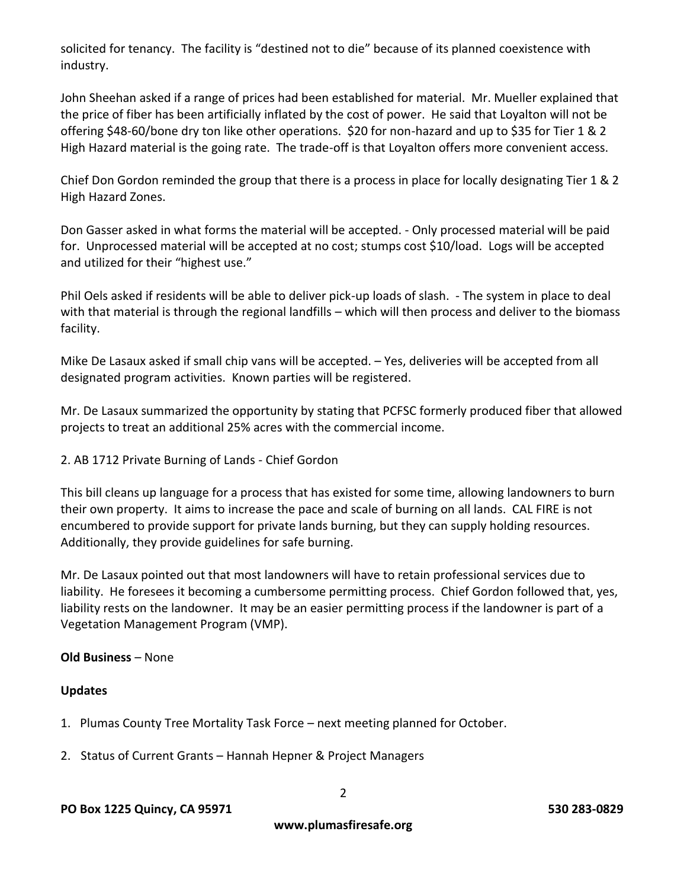solicited for tenancy. The facility is "destined not to die" because of its planned coexistence with industry.

John Sheehan asked if a range of prices had been established for material. Mr. Mueller explained that the price of fiber has been artificially inflated by the cost of power. He said that Loyalton will not be offering $48-60/bone dry ton like other operations. $20 for non-hazard and up to $35 for Tier 1 & 2 High Hazard material is the going rate. The trade-off is that Loyalton offers more convenient access.

Chief Don Gordon reminded the group that there is a process in place for locally designating Tier 1 & 2 High Hazard Zones.

Don Gasser asked in what forms the material will be accepted. - Only processed material will be paid for. Unprocessed material will be accepted at no cost; stumps cost $10/load. Logs will be accepted and utilized for their "highest use."

Phil Oels asked if residents will be able to deliver pick-up loads of slash. - The system in place to deal with that material is through the regional landfills – which will then process and deliver to the biomass facility.

Mike De Lasaux asked if small chip vans will be accepted. – Yes, deliveries will be accepted from all designated program activities. Known parties will be registered.

Mr. De Lasaux summarized the opportunity by stating that PCFSC formerly produced fiber that allowed projects to treat an additional 25% acres with the commercial income.

2. AB 1712 Private Burning of Lands - Chief Gordon

This bill cleans up language for a process that has existed for some time, allowing landowners to burn their own property. It aims to increase the pace and scale of burning on all lands. CAL FIRE is not encumbered to provide support for private lands burning, but they can supply holding resources. Additionally, they provide guidelines for safe burning.

Mr. De Lasaux pointed out that most landowners will have to retain professional services due to liability. He foresees it becoming a cumbersome permitting process. Chief Gordon followed that, yes, liability rests on the landowner. It may be an easier permitting process if the landowner is part of a Vegetation Management Program (VMP).

**Old Business** – None

**Updates**

1. Plumas County Tree Mortality Task Force – next meeting planned for October.
2. Status of Current Grants – Hannah Hepner & Project Managers

**PO Box 1225 Quincy, CA 95971** **530 283-0829**

**www.plumasfiresafe.org**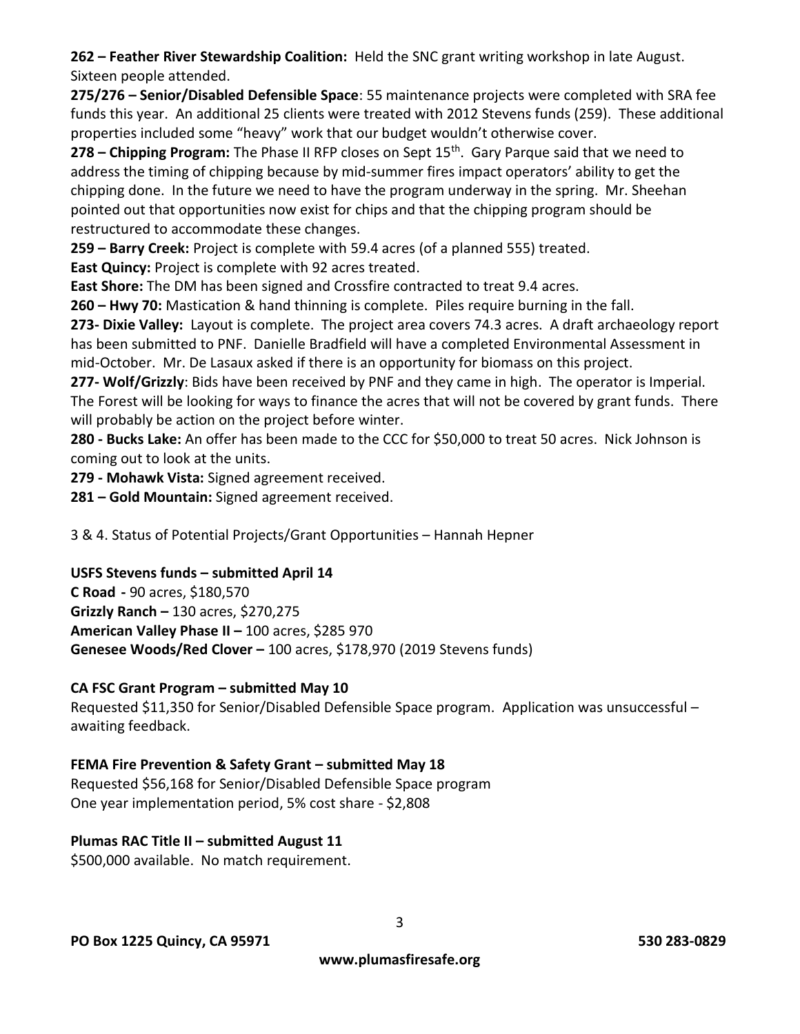**262 – Feather River Stewardship Coalition:** Held the SNC grant writing workshop in late August. Sixteen people attended.

**275/276 – Senior/Disabled Defensible Space**: 55 maintenance projects were completed with SRA fee funds this year. An additional 25 clients were treated with 2012 Stevens funds (259). These additional properties included some "heavy" work that our budget wouldn't otherwise cover.

**278 – Chipping Program:** The Phase II RFP closes on Sept 15th. Gary Parque said that we need to address the timing of chipping because by mid-summer fires impact operators' ability to get the chipping done. In the future we need to have the program underway in the spring. Mr. Sheehan pointed out that opportunities now exist for chips and that the chipping program should be restructured to accommodate these changes.

**259 – Barry Creek:** Project is complete with 59.4 acres (of a planned 555) treated.

**East Quincy:** Project is complete with 92 acres treated.

**East Shore:** The DM has been signed and Crossfire contracted to treat 9.4 acres.

**260 – Hwy 70:** Mastication & hand thinning is complete. Piles require burning in the fall.

**273- Dixie Valley:** Layout is complete. The project area covers 74.3 acres. A draft archaeology report has been submitted to PNF. Danielle Bradfield will have a completed Environmental Assessment in mid-October. Mr. De Lasaux asked if there is an opportunity for biomass on this project.

**277- Wolf/Grizzly**: Bids have been received by PNF and they came in high. The operator is Imperial. The Forest will be looking for ways to finance the acres that will not be covered by grant funds. There will probably be action on the project before winter.

**280 - Bucks Lake:** An offer has been made to the CCC for $50,000 to treat 50 acres. Nick Johnson is coming out to look at the units.

**279 - Mohawk Vista:** Signed agreement received.

**281 – Gold Mountain:** Signed agreement received.

3 & 4. Status of Potential Projects/Grant Opportunities – Hannah Hepner

**USFS Stevens funds – submitted April 14**

**C Road -** 90 acres, $180,570  
**Grizzly Ranch –** 130 acres, $270,275  
**American Valley Phase II –** 100 acres, $285 970  
**Genesee Woods/Red Clover –** 100 acres, $178,970 (2019 Stevens funds)

**CA FSC Grant Program – submitted May 10**

Requested $11,350 for Senior/Disabled Defensible Space program. Application was unsuccessful – awaiting feedback.

**FEMA Fire Prevention & Safety Grant – submitted May 18**

Requested $56,168 for Senior/Disabled Defensible Space program  
One year implementation period, 5% cost share - $2,808

**Plumas RAC Title II – submitted August 11**

$500,000 available. No match requirement.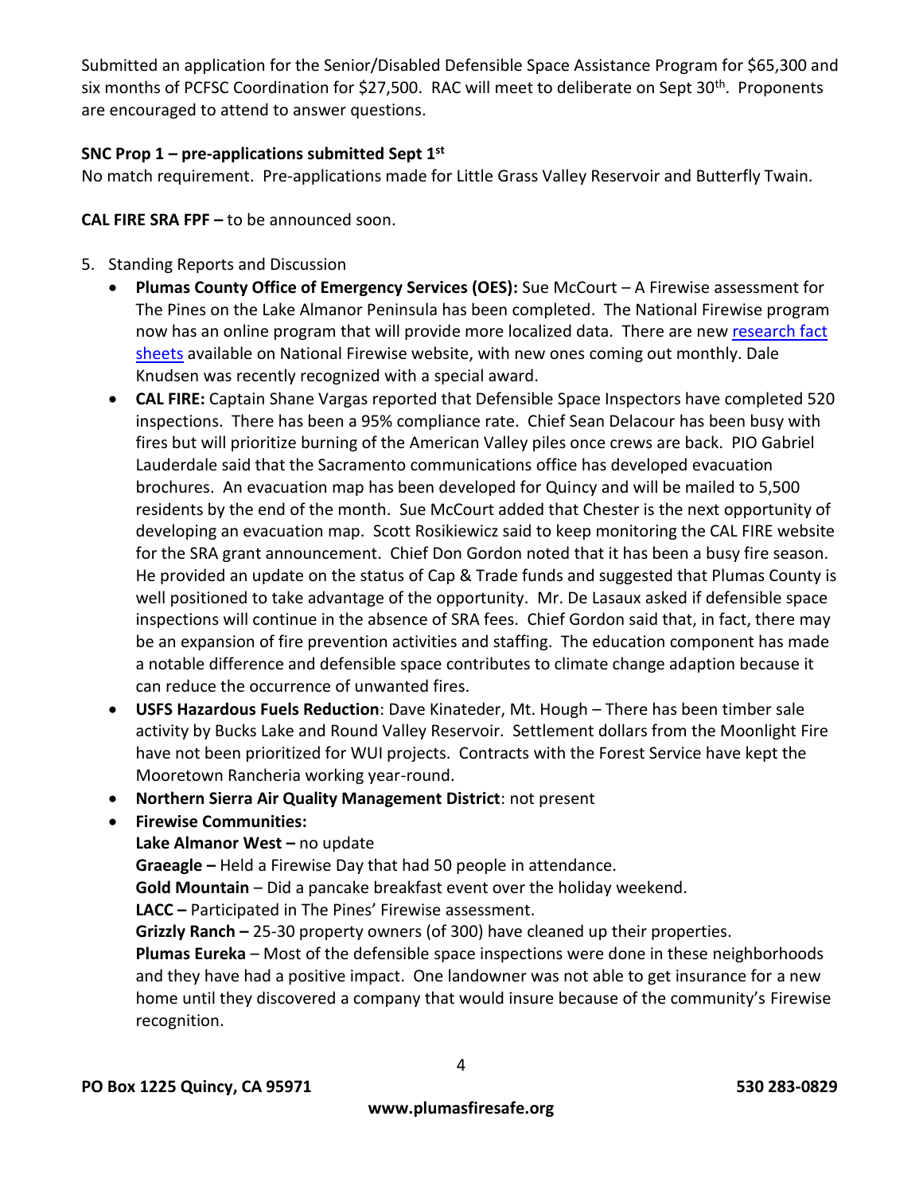Submitted an application for the Senior/Disabled Defensible Space Assistance Program for $65,300 and six months of PCFSC Coordination for $27,500. RAC will meet to deliberate on Sept 30th. Proponents are encouraged to attend to answer questions.

**SNC Prop 1 – pre-applications submitted Sept 1st**

No match requirement. Pre-applications made for Little Grass Valley Reservoir and Butterfly Twain.

**CAL FIRE SRA FPF –** to be announced soon.

5. Standing Reports and Discussion
   - **Plumas County Office of Emergency Services (OES):** Sue McCourt – A Firewise assessment for The Pines on the Lake Almanor Peninsula has been completed. The National Firewise program now has an online program that will provide more localized data. There are new research fact sheets available on National Firewise website, with new ones coming out monthly. Dale Knudsen was recently recognized with a special award.
   - **CAL FIRE:** Captain Shane Vargas reported that Defensible Space Inspectors have completed 520 inspections. There has been a 95% compliance rate. Chief Sean Delacour has been busy with fires but will prioritize burning of the American Valley piles once crews are back. PIO Gabriel Lauderdale said that the Sacramento communications office has developed evacuation brochures. An evacuation map has been developed for Quincy and will be mailed to 5,500 residents by the end of the month. Sue McCourt added that Chester is the next opportunity of developing an evacuation map. Scott Rosikiewicz said to keep monitoring the CAL FIRE website for the SRA grant announcement. Chief Don Gordon noted that it has been a busy fire season. He provided an update on the status of Cap & Trade funds and suggested that Plumas County is well positioned to take advantage of the opportunity. Mr. De Lasaux asked if defensible space inspections will continue in the absence of SRA fees. Chief Gordon said that, in fact, there may be an expansion of fire prevention activities and staffing. The education component has made a notable difference and defensible space contributes to climate change adaption because it can reduce the occurrence of unwanted fires.
   - **USFS Hazardous Fuels Reduction**: Dave Kinateder, Mt. Hough – There has been timber sale activity by Bucks Lake and Round Valley Reservoir. Settlement dollars from the Moonlight Fire have not been prioritized for WUI projects. Contracts with the Forest Service have kept the Mooretown Rancheria working year-round.
   - **Northern Sierra Air Quality Management District**: not present
   - **Firewise Communities:**

     **Lake Almanor West –** no update

     **Graeagle –** Held a Firewise Day that had 50 people in attendance.

     **Gold Mountain** – Did a pancake breakfast event over the holiday weekend.

     **LACC –** Participated in The Pines' Firewise assessment.

     **Grizzly Ranch –** 25-30 property owners (of 300) have cleaned up their properties.

     **Plumas Eureka** – Most of the defensible space inspections were done in these neighborhoods and they have had a positive impact. One landowner was not able to get insurance for a new home until they discovered a company that would insure because of the community's Firewise recognition.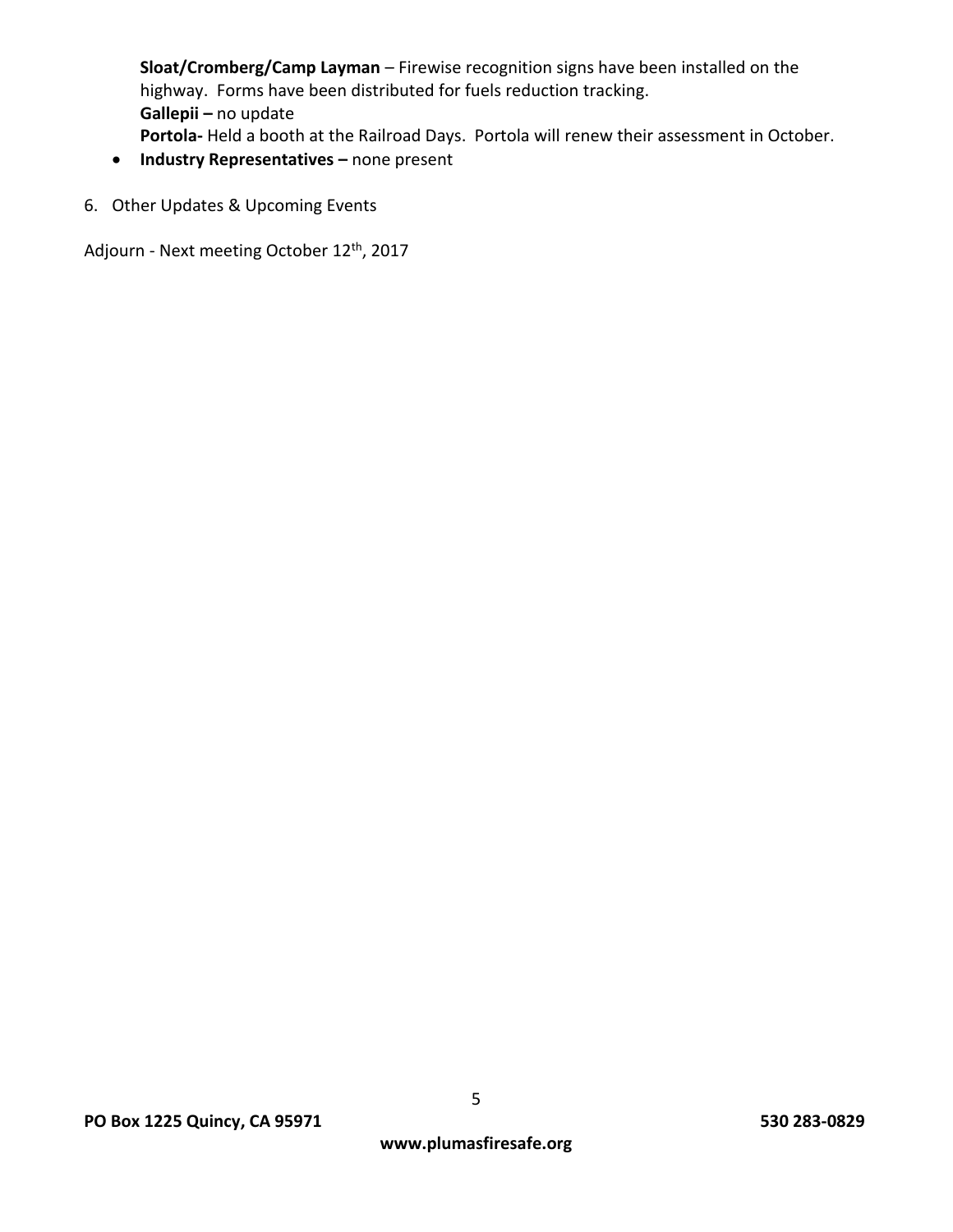**Sloat/Cromberg/Camp Layman** – Firewise recognition signs have been installed on the highway. Forms have been distributed for fuels reduction tracking.
**Gallepii –** no update
**Portola-** Held a booth at the Railroad Days. Portola will renew their assessment in October.

- **Industry Representatives –** none present

6. Other Updates & Upcoming Events

Adjourn - Next meeting October 12th, 2017

**PO Box 1225 Quincy, CA 95971** **530 283-0829**

**www.plumasfiresafe.org**